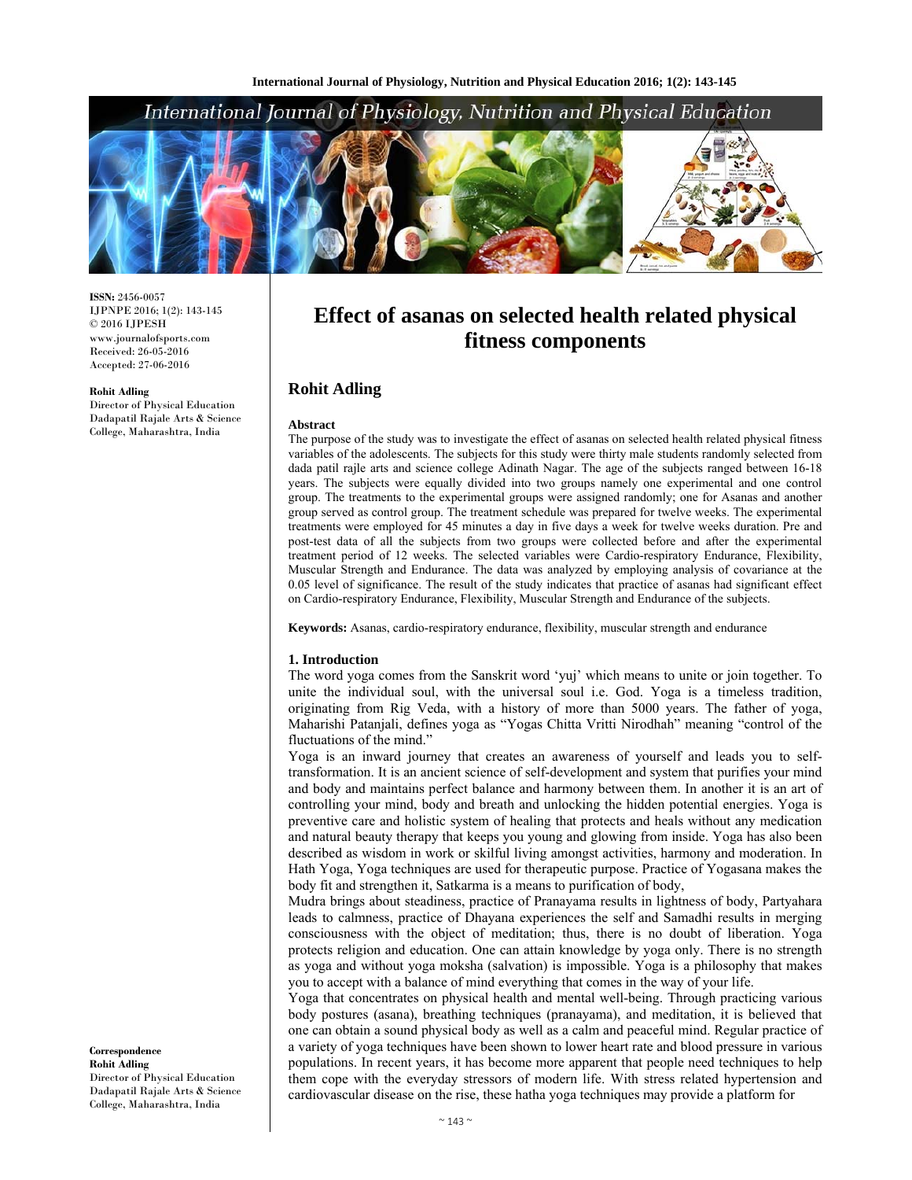ISSN: 2456-0057
IJPNPE 2016; 1(2): 143-145
© 2016 IJPESH
www.journalofsports.com
Received: 26-05-2016
Accepted: 27-06-2016

**Rohit Adling**
Director of Physical Education
Dadapatil Rajale Arts & Science College, Maharashtra, India

**Correspondence**
**Rohit Adling**
Director of Physical Education
Dadapatil Rajale Arts & Science College, Maharashtra, India

# Effect of asanas on selected health related physical fitness components

## Rohit Adling

### Abstract

The purpose of the study was to investigate the effect of asanas on selected health related physical fitness variables of the adolescents. The subjects for this study were thirty male students randomly selected from dada patil rajle arts and science college Adinath Nagar. The age of the subjects ranged between 16-18 years. The subjects were equally divided into two groups namely one experimental and one control group. The treatments to the experimental groups were assigned randomly; one for Asanas and another group served as control group. The treatment schedule was prepared for twelve weeks. The experimental treatments were employed for 45 minutes a day in five days a week for twelve weeks duration. Pre and post-test data of all the subjects from two groups were collected before and after the experimental treatment period of 12 weeks. The selected variables were Cardio-respiratory Endurance, Flexibility, Muscular Strength and Endurance. The data was analyzed by employing analysis of covariance at the 0.05 level of significance. The result of the study indicates that practice of asanas had significant effect on Cardio-respiratory Endurance, Flexibility, Muscular Strength and Endurance of the subjects.

**Keywords:** Asanas, cardio-respiratory endurance, flexibility, muscular strength and endurance

### 1. Introduction

The word yoga comes from the Sanskrit word 'yuj' which means to unite or join together. To unite the individual soul, with the universal soul i.e. God. Yoga is a timeless tradition, originating from Rig Veda, with a history of more than 5000 years. The father of yoga, Maharishi Patanjali, defines yoga as "Yogas Chitta Vritti Nirodhah" meaning "control of the fluctuations of the mind."

Yoga is an inward journey that creates an awareness of yourself and leads you to self-transformation. It is an ancient science of self-development and system that purifies your mind and body and maintains perfect balance and harmony between them. In another it is an art of controlling your mind, body and breath and unlocking the hidden potential energies. Yoga is preventive care and holistic system of healing that protects and heals without any medication and natural beauty therapy that keeps you young and glowing from inside. Yoga has also been described as wisdom in work or skilful living amongst activities, harmony and moderation. In Hath Yoga, Yoga techniques are used for therapeutic purpose. Practice of Yogasana makes the body fit and strengthen it, Satkarma is a means to purification of body,

Mudra brings about steadiness, practice of Pranayama results in lightness of body, Partyahara leads to calmness, practice of Dhayana experiences the self and Samadhi results in merging consciousness with the object of meditation; thus, there is no doubt of liberation. Yoga protects religion and education. One can attain knowledge by yoga only. There is no strength as yoga and without yoga moksha (salvation) is impossible. Yoga is a philosophy that makes you to accept with a balance of mind everything that comes in the way of your life.

Yoga that concentrates on physical health and mental well-being. Through practicing various body postures (asana), breathing techniques (pranayama), and meditation, it is believed that one can obtain a sound physical body as well as a calm and peaceful mind. Regular practice of a variety of yoga techniques have been shown to lower heart rate and blood pressure in various populations. In recent years, it has become more apparent that people need techniques to help them cope with the everyday stressors of modern life. With stress related hypertension and cardiovascular disease on the rise, these hatha yoga techniques may provide a platform for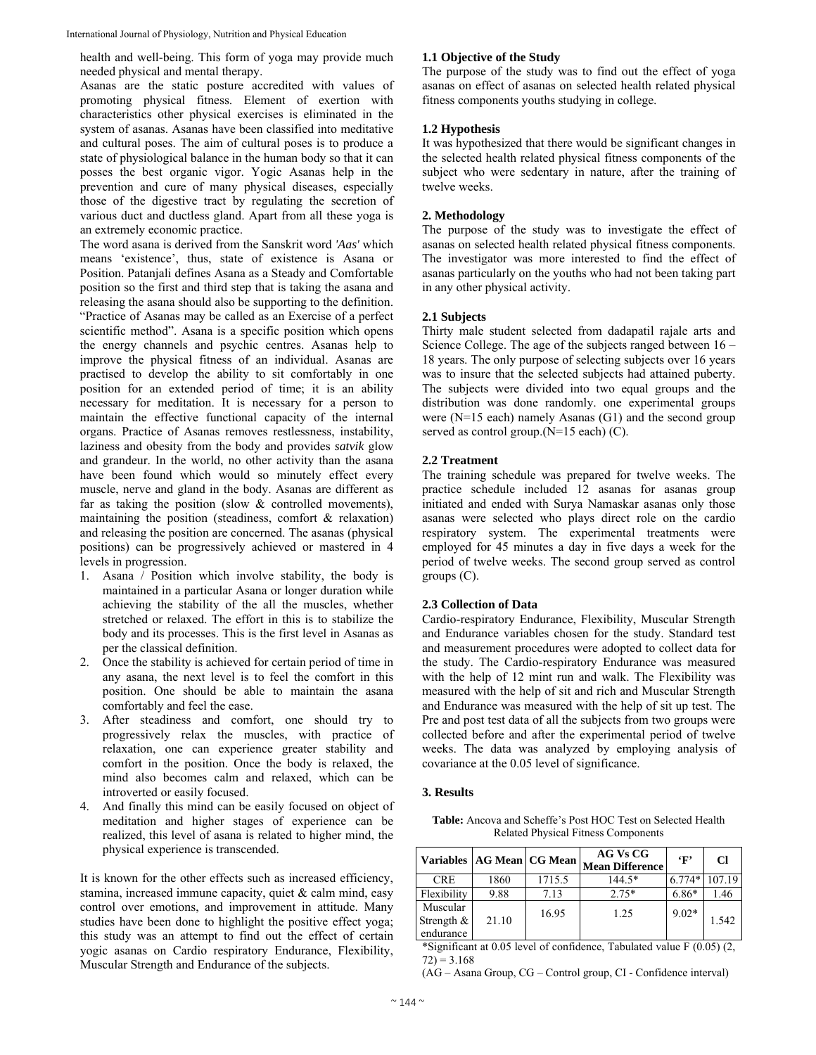health and well-being. This form of yoga may provide much needed physical and mental therapy.

Asanas are the static posture accredited with values of promoting physical fitness. Element of exertion with characteristics other physical exercises is eliminated in the system of asanas. Asanas have been classified into meditative and cultural poses. The aim of cultural poses is to produce a state of physiological balance in the human body so that it can posses the best organic vigor. Yogic Asanas help in the prevention and cure of many physical diseases, especially those of the digestive tract by regulating the secretion of various duct and ductless gland. Apart from all these yoga is an extremely economic practice.

The word asana is derived from the Sanskrit word *'Aas'* which means 'existence', thus, state of existence is Asana or Position. Patanjali defines Asana as a Steady and Comfortable position so the first and third step that is taking the asana and releasing the asana should also be supporting to the definition. "Practice of Asanas may be called as an Exercise of a perfect scientific method". Asana is a specific position which opens the energy channels and psychic centres. Asanas help to improve the physical fitness of an individual. Asanas are practised to develop the ability to sit comfortably in one position for an extended period of time; it is an ability necessary for meditation. It is necessary for a person to maintain the effective functional capacity of the internal organs. Practice of Asanas removes restlessness, instability, laziness and obesity from the body and provides *satvik* glow and grandeur. In the world, no other activity than the asana have been found which would so minutely effect every muscle, nerve and gland in the body. Asanas are different as far as taking the position (slow & controlled movements), maintaining the position (steadiness, comfort & relaxation) and releasing the position are concerned. The asanas (physical positions) can be progressively achieved or mastered in 4 levels in progression.

1. Asana / Position which involve stability, the body is maintained in a particular Asana or longer duration while achieving the stability of the all the muscles, whether stretched or relaxed. The effort in this is to stabilize the body and its processes. This is the first level in Asanas as per the classical definition.
2. Once the stability is achieved for certain period of time in any asana, the next level is to feel the comfort in this position. One should be able to maintain the asana comfortably and feel the ease.
3. After steadiness and comfort, one should try to progressively relax the muscles, with practice of relaxation, one can experience greater stability and comfort in the position. Once the body is relaxed, the mind also becomes calm and relaxed, which can be introverted or easily focused.
4. And finally this mind can be easily focused on object of meditation and higher stages of experience can be realized, this level of asana is related to higher mind, the physical experience is transcended.

It is known for the other effects such as increased efficiency, stamina, increased immune capacity, quiet & calm mind, easy control over emotions, and improvement in attitude. Many studies have been done to highlight the positive effect yoga; this study was an attempt to find out the effect of certain yogic asanas on Cardio respiratory Endurance, Flexibility, Muscular Strength and Endurance of the subjects.

### 1.1 Objective of the Study

The purpose of the study was to find out the effect of yoga asanas on effect of asanas on selected health related physical fitness components youths studying in college.

### 1.2 Hypothesis

It was hypothesized that there would be significant changes in the selected health related physical fitness components of the subject who were sedentary in nature, after the training of twelve weeks.

## 2. Methodology

The purpose of the study was to investigate the effect of asanas on selected health related physical fitness components. The investigator was more interested to find the effect of asanas particularly on the youths who had not been taking part in any other physical activity.

### 2.1 Subjects

Thirty male student selected from dadapatil rajale arts and Science College. The age of the subjects ranged between 16 – 18 years. The only purpose of selecting subjects over 16 years was to insure that the selected subjects had attained puberty. The subjects were divided into two equal groups and the distribution was done randomly. one experimental groups were (N=15 each) namely Asanas (G1) and the second group served as control group.(N=15 each) (C).

### 2.2 Treatment

The training schedule was prepared for twelve weeks. The practice schedule included 12 asanas for asanas group initiated and ended with Surya Namaskar asanas only those asanas were selected who plays direct role on the cardio respiratory system. The experimental treatments were employed for 45 minutes a day in five days a week for the period of twelve weeks. The second group served as control groups (C).

### 2.3 Collection of Data

Cardio-respiratory Endurance, Flexibility, Muscular Strength and Endurance variables chosen for the study. Standard test and measurement procedures were adopted to collect data for the study. The Cardio-respiratory Endurance was measured with the help of 12 mint run and walk. The Flexibility was measured with the help of sit and rich and Muscular Strength and Endurance was measured with the help of sit up test. The Pre and post test data of all the subjects from two groups were collected before and after the experimental period of twelve weeks. The data was analyzed by employing analysis of covariance at the 0.05 level of significance.

## 3. Results

**Table:** Ancova and Scheffe's Post HOC Test on Selected Health Related Physical Fitness Components

| Variables | AG Mean | CG Mean | AG Vs CG Mean Difference | 'F' | CI |
|---|---|---|---|---|---|
| CRE | 1860 | 1715.5 | 144.5* | 6.774* | 107.19 |
| Flexibility | 9.88 | 7.13 | 2.75* | 6.86* | 1.46 |
| Muscular Strength & endurance | 21.10 | 16.95 | 1.25 | 9.02* | 1.542 |

*Significant at 0.05 level of confidence, Tabulated value F (0.05) (2, 72) = 3.168

(AG – Asana Group, CG – Control group, CI - Confidence interval)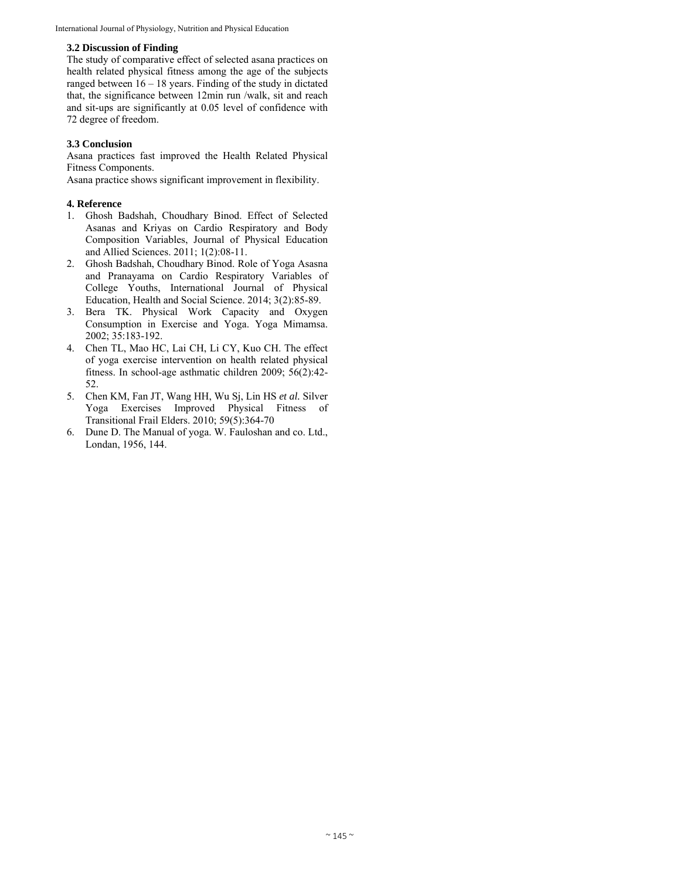### 3.2 Discussion of Finding

The study of comparative effect of selected asana practices on health related physical fitness among the age of the subjects ranged between 16 – 18 years. Finding of the study in dictated that, the significance between 12min run /walk, sit and reach and sit-ups are significantly at 0.05 level of confidence with 72 degree of freedom.

### 3.3 Conclusion

Asana practices fast improved the Health Related Physical Fitness Components.

Asana practice shows significant improvement in flexibility.

## 4. Reference

1. Ghosh Badshah, Choudhary Binod. Effect of Selected Asanas and Kriyas on Cardio Respiratory and Body Composition Variables, Journal of Physical Education and Allied Sciences. 2011; 1(2):08-11.
2. Ghosh Badshah, Choudhary Binod. Role of Yoga Asasna and Pranayama on Cardio Respiratory Variables of College Youths, International Journal of Physical Education, Health and Social Science. 2014; 3(2):85-89.
3. Bera TK. Physical Work Capacity and Oxygen Consumption in Exercise and Yoga. Yoga Mimamsa. 2002; 35:183-192.
4. Chen TL, Mao HC, Lai CH, Li CY, Kuo CH. The effect of yoga exercise intervention on health related physical fitness. In school-age asthmatic children 2009; 56(2):42-52.
5. Chen KM, Fan JT, Wang HH, Wu Sj, Lin HS *et al.* Silver Yoga Exercises Improved Physical Fitness of Transitional Frail Elders. 2010; 59(5):364-70
6. Dune D. The Manual of yoga. W. Fauloshan and co. Ltd., Londan, 1956, 144.